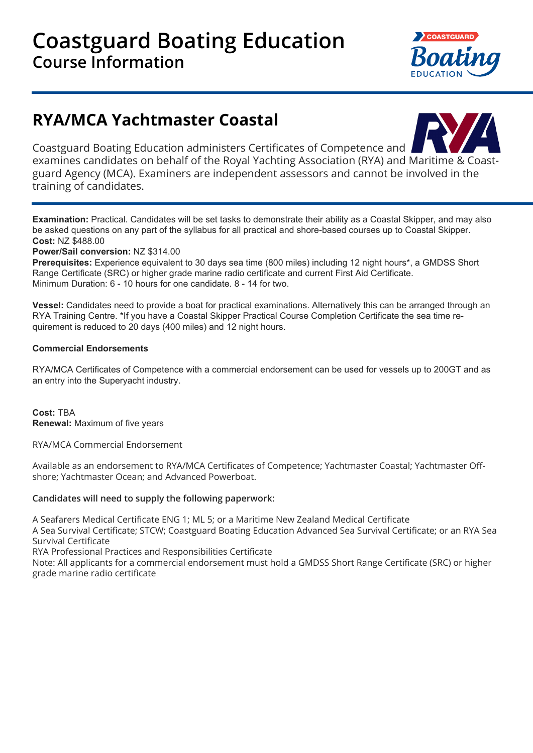# Coastguard Boating Education
## Course Information

## RYA/MCA Yachtmaster Coastal

Coastguard Boating Education administers Certificates of Competence and examines candidates on behalf of the Royal Yachting Association (RYA) and Maritime & Coastguard Agency (MCA). Examiners are independent assessors and cannot be involved in the training of candidates.

**Examination:** Practical. Candidates will be set tasks to demonstrate their ability as a Coastal Skipper, and may also be asked questions on any part of the syllabus for all practical and shore-based courses up to Coastal Skipper.
**Cost:** NZ $488.00
**Power/Sail conversion:** NZ $314.00
**Prerequisites:** Experience equivalent to 30 days sea time (800 miles) including 12 night hours*, a GMDSS Short Range Certificate (SRC) or higher grade marine radio certificate and current First Aid Certificate.
Minimum Duration: 6 - 10 hours for one candidate. 8 - 14 for two.

**Vessel:** Candidates need to provide a boat for practical examinations. Alternatively this can be arranged through an RYA Training Centre. *If you have a Coastal Skipper Practical Course Completion Certificate the sea time requirement is reduced to 20 days (400 miles) and 12 night hours.

**Commercial Endorsements**

RYA/MCA Certificates of Competence with a commercial endorsement can be used for vessels up to 200GT and as an entry into the Superyacht industry.

**Cost:** TBA
**Renewal:** Maximum of five years

RYA/MCA Commercial Endorsement

Available as an endorsement to RYA/MCA Certificates of Competence; Yachtmaster Coastal; Yachtmaster Offshore; Yachtmaster Ocean; and Advanced Powerboat.

**Candidates will need to supply the following paperwork:**

A Seafarers Medical Certificate ENG 1; ML 5; or a Maritime New Zealand Medical Certificate
A Sea Survival Certificate; STCW; Coastguard Boating Education Advanced Sea Survival Certificate; or an RYA Sea Survival Certificate
RYA Professional Practices and Responsibilities Certificate
Note: All applicants for a commercial endorsement must hold a GMDSS Short Range Certificate (SRC) or higher grade marine radio certificate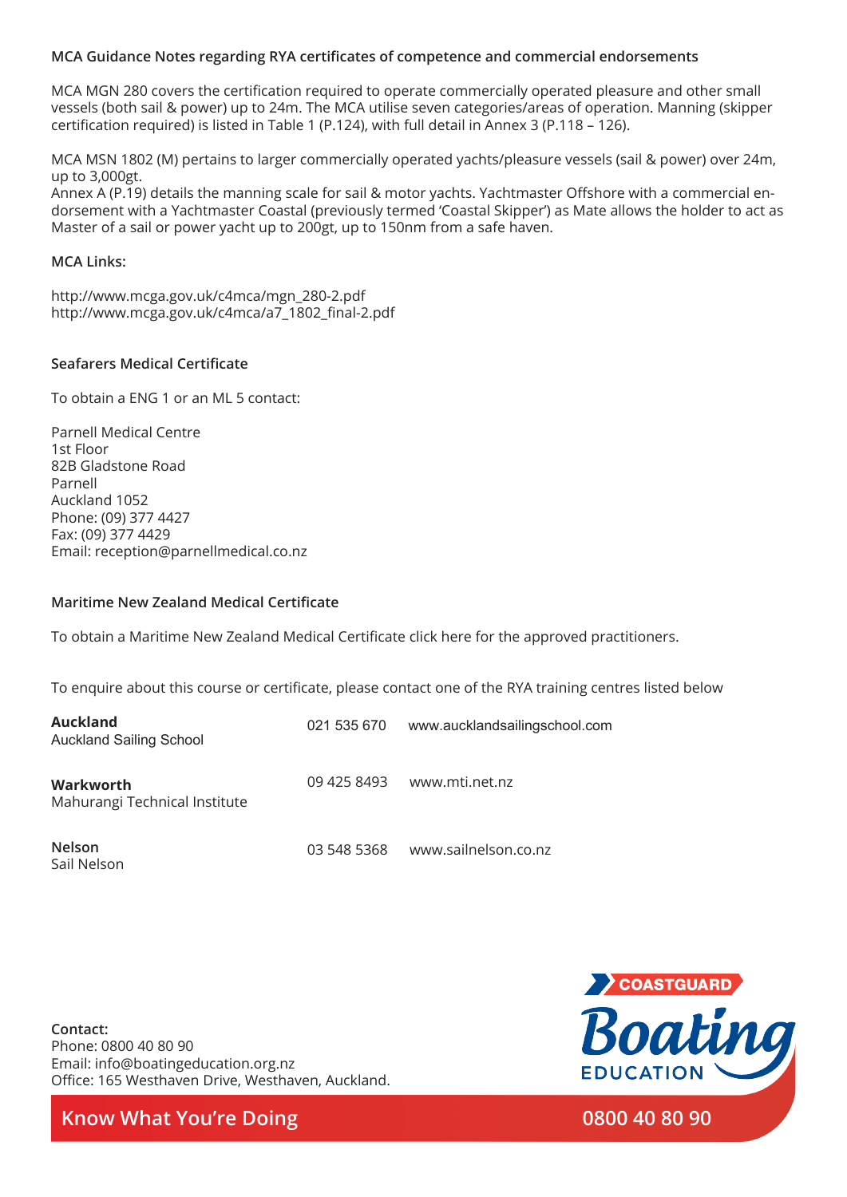**MCA Guidance Notes regarding RYA certificates of competence and commercial endorsements**

MCA MGN 280 covers the certification required to operate commercially operated pleasure and other small vessels (both sail & power) up to 24m. The MCA utilise seven categories/areas of operation. Manning (skipper certification required) is listed in Table 1 (P.124), with full detail in Annex 3 (P.118 – 126).

MCA MSN 1802 (M) pertains to larger commercially operated yachts/pleasure vessels (sail & power) over 24m, up to 3,000gt.
Annex A (P.19) details the manning scale for sail & motor yachts. Yachtmaster Offshore with a commercial endorsement with a Yachtmaster Coastal (previously termed 'Coastal Skipper') as Mate allows the holder to act as Master of a sail or power yacht up to 200gt, up to 150nm from a safe haven.

**MCA Links:**

http://www.mcga.gov.uk/c4mca/mgn_280-2.pdf
http://www.mcga.gov.uk/c4mca/a7_1802_final-2.pdf

**Seafarers Medical Certificate**

To obtain a ENG 1 or an ML 5 contact:

Parnell Medical Centre
1st Floor
82B Gladstone Road
Parnell
Auckland 1052
Phone: (09) 377 4427
Fax: (09) 377 4429
Email: reception@parnellmedical.co.nz

**Maritime New Zealand Medical Certificate**

To obtain a Maritime New Zealand Medical Certificate click here for the approved practitioners.

To enquire about this course or certificate, please contact one of the RYA training centres listed below

| | | |
|---|---|---|
| **Auckland**<br>Auckland Sailing School | 021 535 670 | www.aucklandsailingschool.com |
| **Warkworth**<br>Mahurangi Technical Institute | 09 425 8493 | www.mti.net.nz |
| **Nelson**<br>Sail Nelson | 03 548 5368 | www.sailnelson.co.nz |

**Contact:**
Phone: 0800 40 80 90
Email: info@boatingeducation.org.nz
Office: 165 Westhaven Drive, Westhaven, Auckland.

COASTGUARD Boating EDUCATION

Know What You're Doing 0800 40 80 90